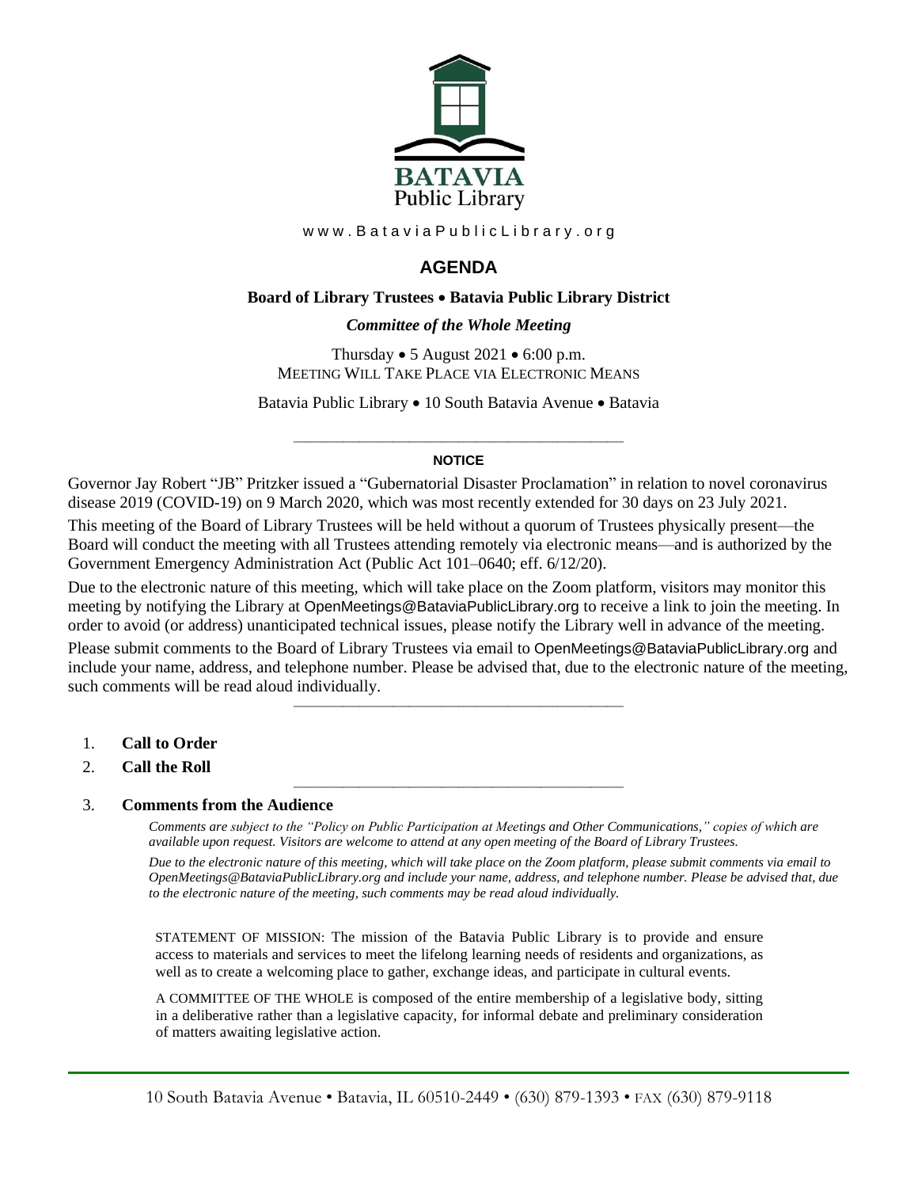**BATAVIA**
Public Library

www.BataviaPublicLibrary.org

# AGENDA

**Board of Library Trustees • Batavia Public Library District**

***Committee of the Whole Meeting***

Thursday • 5 August 2021 • 6:00 p.m.
MEETING WILL TAKE PLACE VIA ELECTRONIC MEANS

Batavia Public Library • 10 South Batavia Avenue • Batavia

---

**NOTICE**

Governor Jay Robert "JB" Pritzker issued a "Gubernatorial Disaster Proclamation" in relation to novel coronavirus disease 2019 (COVID-19) on 9 March 2020, which was most recently extended for 30 days on 23 July 2021.

This meeting of the Board of Library Trustees will be held without a quorum of Trustees physically present—the Board will conduct the meeting with all Trustees attending remotely via electronic means—and is authorized by the Government Emergency Administration Act (Public Act 101–0640; eff. 6/12/20).

Due to the electronic nature of this meeting, which will take place on the Zoom platform, visitors may monitor this meeting by notifying the Library at OpenMeetings@BataviaPublicLibrary.org to receive a link to join the meeting. In order to avoid (or address) unanticipated technical issues, please notify the Library well in advance of the meeting.

Please submit comments to the Board of Library Trustees via email to OpenMeetings@BataviaPublicLibrary.org and include your name, address, and telephone number. Please be advised that, due to the electronic nature of the meeting, such comments will be read aloud individually.

---

1. **Call to Order**
2. **Call the Roll**

---

3. **Comments from the Audience**

   *Comments are subject to the "Policy on Public Participation at Meetings and Other Communications," copies of which are available upon request. Visitors are welcome to attend at any open meeting of the Board of Library Trustees.*

   *Due to the electronic nature of this meeting, which will take place on the Zoom platform, please submit comments via email to OpenMeetings@BataviaPublicLibrary.org and include your name, address, and telephone number. Please be advised that, due to the electronic nature of the meeting, such comments may be read aloud individually.*

STATEMENT OF MISSION: The mission of the Batavia Public Library is to provide and ensure access to materials and services to meet the lifelong learning needs of residents and organizations, as well as to create a welcoming place to gather, exchange ideas, and participate in cultural events.

A COMMITTEE OF THE WHOLE is composed of the entire membership of a legislative body, sitting in a deliberative rather than a legislative capacity, for informal debate and preliminary consideration of matters awaiting legislative action.

10 South Batavia Avenue • Batavia, IL 60510-2449 • (630) 879-1393 • FAX (630) 879-9118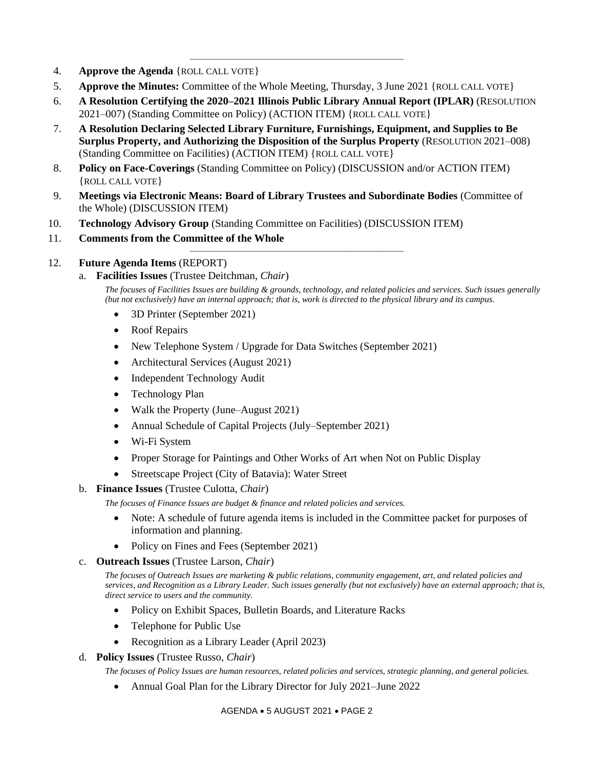---

4. **Approve the Agenda** {ROLL CALL VOTE}
5. **Approve the Minutes:** Committee of the Whole Meeting, Thursday, 3 June 2021 {ROLL CALL VOTE}
6. **A Resolution Certifying the 2020–2021 Illinois Public Library Annual Report (IPLAR)** (RESOLUTION 2021–007) (Standing Committee on Policy) (ACTION ITEM) {ROLL CALL VOTE}
7. **A Resolution Declaring Selected Library Furniture, Furnishings, Equipment, and Supplies to Be Surplus Property, and Authorizing the Disposition of the Surplus Property** (RESOLUTION 2021–008) (Standing Committee on Facilities) (ACTION ITEM) {ROLL CALL VOTE}
8. **Policy on Face-Coverings** (Standing Committee on Policy) (DISCUSSION and/or ACTION ITEM) {ROLL CALL VOTE}
9. **Meetings via Electronic Means: Board of Library Trustees and Subordinate Bodies** (Committee of the Whole) (DISCUSSION ITEM)
10. **Technology Advisory Group** (Standing Committee on Facilities) (DISCUSSION ITEM)
11. **Comments from the Committee of the Whole**

---

12. **Future Agenda Items** (REPORT)

    a. **Facilities Issues** (Trustee Deitchman, *Chair*)

    *The focuses of Facilities Issues are building & grounds, technology, and related policies and services. Such issues generally (but not exclusively) have an internal approach; that is, work is directed to the physical library and its campus.*

    - 3D Printer (September 2021)
    - Roof Repairs
    - New Telephone System / Upgrade for Data Switches (September 2021)
    - Architectural Services (August 2021)
    - Independent Technology Audit
    - Technology Plan
    - Walk the Property (June–August 2021)
    - Annual Schedule of Capital Projects (July–September 2021)
    - Wi-Fi System
    - Proper Storage for Paintings and Other Works of Art when Not on Public Display
    - Streetscape Project (City of Batavia): Water Street

    b. **Finance Issues** (Trustee Culotta, *Chair*)

    *The focuses of Finance Issues are budget & finance and related policies and services.*

    - Note: A schedule of future agenda items is included in the Committee packet for purposes of information and planning.
    - Policy on Fines and Fees (September 2021)

    c. **Outreach Issues** (Trustee Larson, *Chair*)

    *The focuses of Outreach Issues are marketing & public relations, community engagement, art, and related policies and services, and Recognition as a Library Leader. Such issues generally (but not exclusively) have an external approach; that is, direct service to users and the community.*

    - Policy on Exhibit Spaces, Bulletin Boards, and Literature Racks
    - Telephone for Public Use
    - Recognition as a Library Leader (April 2023)

    d. **Policy Issues** (Trustee Russo, *Chair*)

    *The focuses of Policy Issues are human resources, related policies and services, strategic planning, and general policies.*

    - Annual Goal Plan for the Library Director for July 2021–June 2022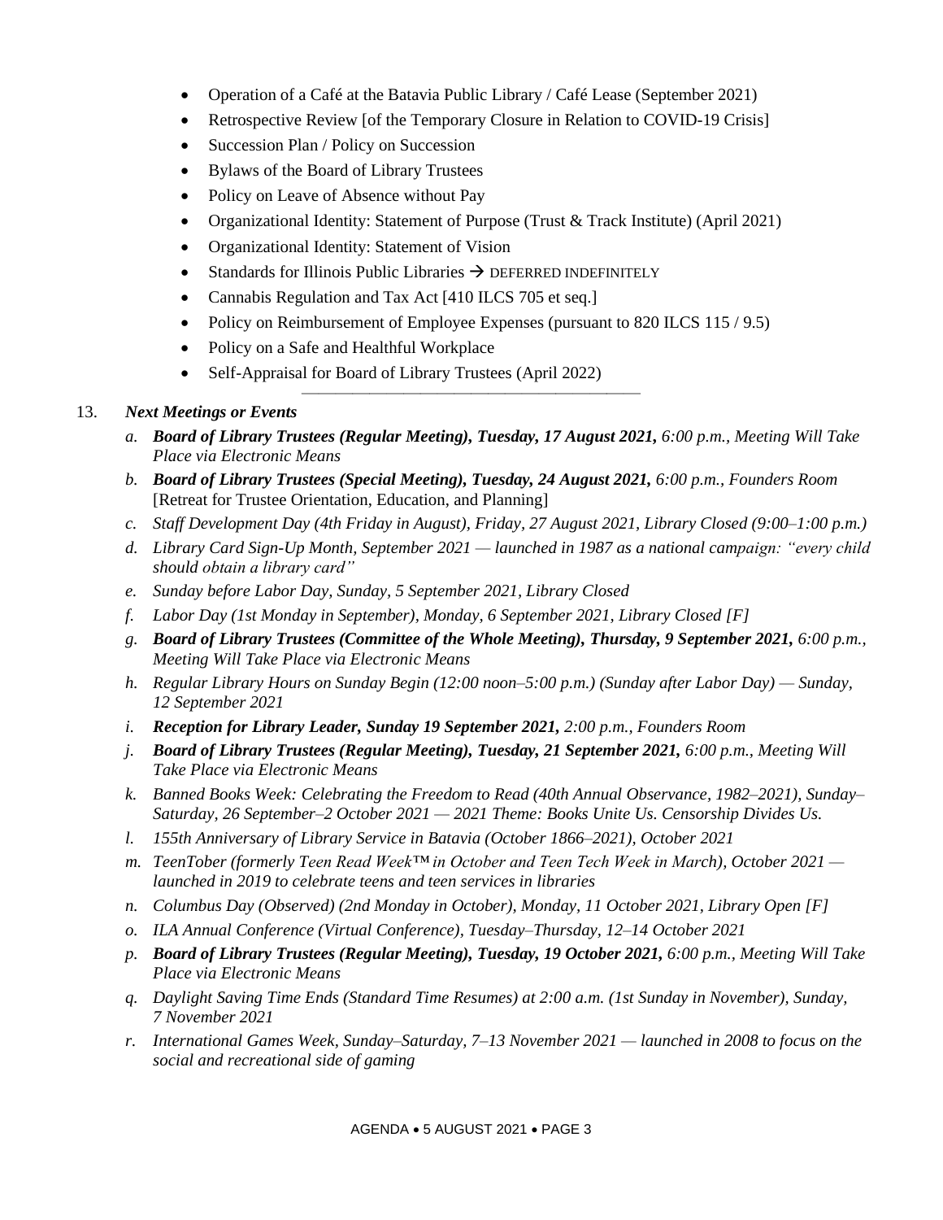- Operation of a Café at the Batavia Public Library / Café Lease (September 2021)
- Retrospective Review [of the Temporary Closure in Relation to COVID-19 Crisis]
- Succession Plan / Policy on Succession
- Bylaws of the Board of Library Trustees
- Policy on Leave of Absence without Pay
- Organizational Identity: Statement of Purpose (Trust & Track Institute) (April 2021)
- Organizational Identity: Statement of Vision
- Standards for Illinois Public Libraries → DEFERRED INDEFINITELY
- Cannabis Regulation and Tax Act [410 ILCS 705 et seq.]
- Policy on Reimbursement of Employee Expenses (pursuant to 820 ILCS 115 / 9.5)
- Policy on a Safe and Healthful Workplace
- Self-Appraisal for Board of Library Trustees (April 2022)

---

13. ***Next Meetings or Events***

    a. ***Board of Library Trustees (Regular Meeting), Tuesday, 17 August 2021,*** *6:00 p.m., Meeting Will Take Place via Electronic Means*

    b. ***Board of Library Trustees (Special Meeting), Tuesday, 24 August 2021,*** *6:00 p.m., Founders Room* [Retreat for Trustee Orientation, Education, and Planning]

    c. *Staff Development Day (4th Friday in August), Friday, 27 August 2021, Library Closed (9:00–1:00 p.m.)*

    d. *Library Card Sign-Up Month, September 2021 — launched in 1987 as a national campaign: "every child should obtain a library card"*

    e. *Sunday before Labor Day, Sunday, 5 September 2021, Library Closed*

    f. *Labor Day (1st Monday in September), Monday, 6 September 2021, Library Closed [F]*

    g. ***Board of Library Trustees (Committee of the Whole Meeting), Thursday, 9 September 2021,*** *6:00 p.m., Meeting Will Take Place via Electronic Means*

    h. *Regular Library Hours on Sunday Begin (12:00 noon–5:00 p.m.) (Sunday after Labor Day) — Sunday, 12 September 2021*

    i. ***Reception for Library Leader, Sunday 19 September 2021,*** *2:00 p.m., Founders Room*

    j. ***Board of Library Trustees (Regular Meeting), Tuesday, 21 September 2021,*** *6:00 p.m., Meeting Will Take Place via Electronic Means*

    k. *Banned Books Week: Celebrating the Freedom to Read (40th Annual Observance, 1982–2021), Sunday–Saturday, 26 September–2 October 2021 — 2021 Theme: Books Unite Us. Censorship Divides Us.*

    l. *155th Anniversary of Library Service in Batavia (October 1866–2021), October 2021*

    m. *TeenTober (formerly Teen Read Week™ in October and Teen Tech Week in March), October 2021 — launched in 2019 to celebrate teens and teen services in libraries*

    n. *Columbus Day (Observed) (2nd Monday in October), Monday, 11 October 2021, Library Open [F]*

    o. *ILA Annual Conference (Virtual Conference), Tuesday–Thursday, 12–14 October 2021*

    p. ***Board of Library Trustees (Regular Meeting), Tuesday, 19 October 2021,*** *6:00 p.m., Meeting Will Take Place via Electronic Means*

    q. *Daylight Saving Time Ends (Standard Time Resumes) at 2:00 a.m. (1st Sunday in November), Sunday, 7 November 2021*

    r. *International Games Week, Sunday–Saturday, 7–13 November 2021 — launched in 2008 to focus on the social and recreational side of gaming*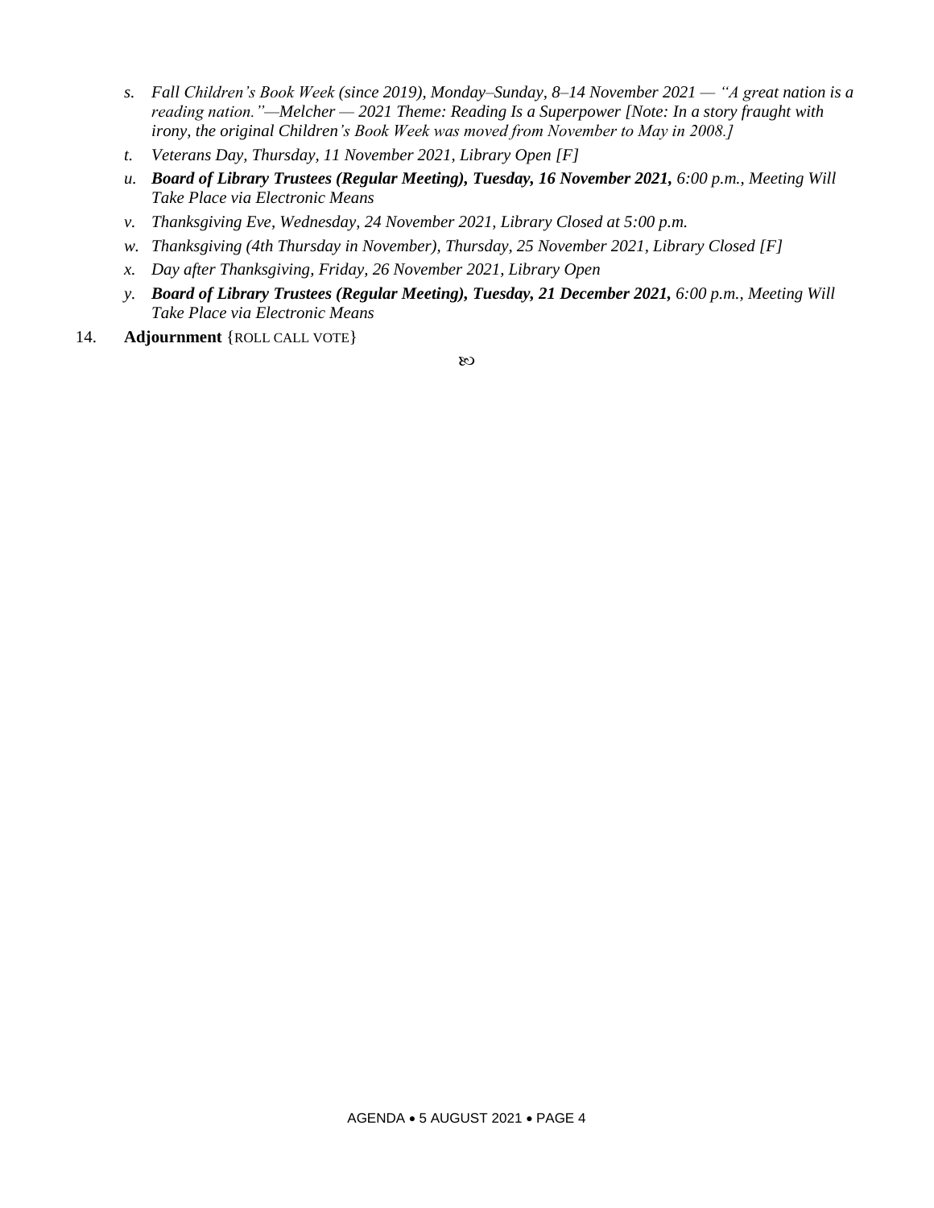s. *Fall Children's Book Week (since 2019), Monday–Sunday, 8–14 November 2021 — "A great nation is a reading nation."—Melcher — 2021 Theme: Reading Is a Superpower [Note: In a story fraught with irony, the original Children's Book Week was moved from November to May in 2008.]*
t. *Veterans Day, Thursday, 11 November 2021, Library Open [F]*
u. ***Board of Library Trustees (Regular Meeting), Tuesday, 16 November 2021,** 6:00 p.m., Meeting Will Take Place via Electronic Means*
v. *Thanksgiving Eve, Wednesday, 24 November 2021, Library Closed at 5:00 p.m.*
w. *Thanksgiving (4th Thursday in November), Thursday, 25 November 2021, Library Closed [F]*
x. *Day after Thanksgiving, Friday, 26 November 2021, Library Open*
y. ***Board of Library Trustees (Regular Meeting), Tuesday, 21 December 2021,** 6:00 p.m., Meeting Will Take Place via Electronic Means*

14. **Adjournment** {ROLL CALL VOTE}

ꟿ